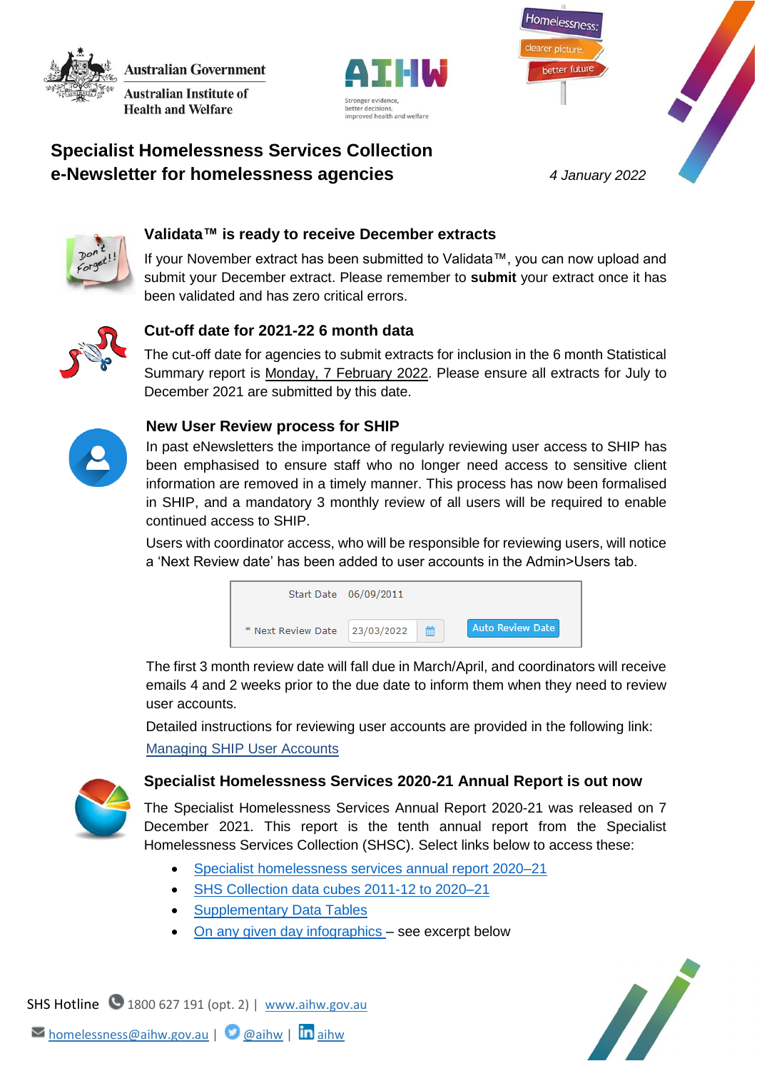Australian Government
Australian Institute of Health and Welfare

AIHW
Stronger evidence, better decisions, improved health and welfare

Homelessness: clearer picture, better future

# Specialist Homelessness Services Collection e-Newsletter for homelessness agencies

*4 January 2022*

## Validata™ is ready to receive December extracts

If your November extract has been submitted to Validata™, you can now upload and submit your December extract. Please remember to **submit** your extract once it has been validated and has zero critical errors.

## Cut-off date for 2021-22 6 month data

The cut-off date for agencies to submit extracts for inclusion in the 6 month Statistical Summary report is Monday, 7 February 2022. Please ensure all extracts for July to December 2021 are submitted by this date.

## New User Review process for SHIP

In past eNewsletters the importance of regularly reviewing user access to SHIP has been emphasised to ensure staff who no longer need access to sensitive client information are removed in a timely manner. This process has now been formalised in SHIP, and a mandatory 3 monthly review of all users will be required to enable continued access to SHIP.

Users with coordinator access, who will be responsible for reviewing users, will notice a 'Next Review date' has been added to user accounts in the Admin>Users tab.

| | | |
|---|---|---|
| Start Date | 06/09/2011 | |
| * Next Review Date | 23/03/2022 | Auto Review Date |

The first 3 month review date will fall due in March/April, and coordinators will receive emails 4 and 2 weeks prior to the due date to inform them when they need to review user accounts.

Detailed instructions for reviewing user accounts are provided in the following link: [Managing SHIP User Accounts]

## Specialist Homelessness Services 2020-21 Annual Report is out now

The Specialist Homelessness Services Annual Report 2020-21 was released on 7 December 2021. This report is the tenth annual report from the Specialist Homelessness Services Collection (SHSC). Select links below to access these:

- Specialist homelessness services annual report 2020–21
- SHS Collection data cubes 2011-12 to 2020–21
- Supplementary Data Tables
- On any given day infographics – see excerpt below

SHS Hotline 1800 627 191 (opt. 2) | www.aihw.gov.au

homelessness@aihw.gov.au | @aihw | aihw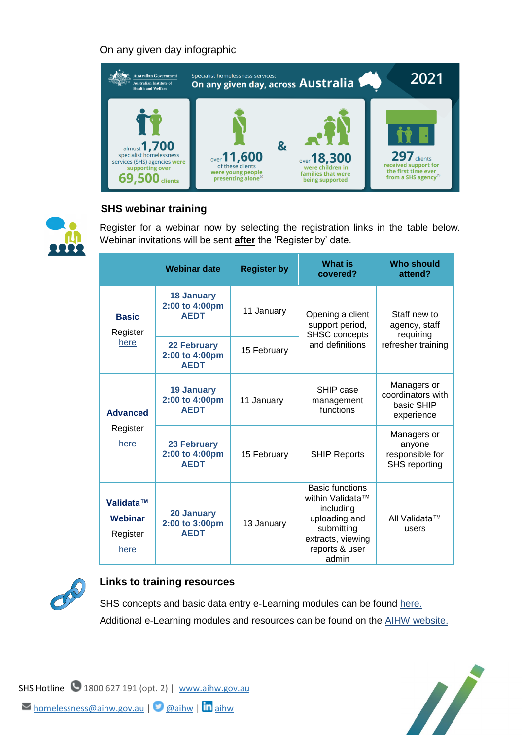On any given day infographic

Australian Government
Australian Institute of Health and Welfare

Specialist homelessness services:
On any given day, across Australia

2021

almost 1,700 specialist homelessness services (SHS) agencies were supporting over 69,500 clients

over 11,600 of these clients were young people presenting alone[a]

&

over 18,300 were children in families that were being supported

297 clients received support for the first time ever from a SHS agency[b]

## SHS webinar training

Register for a webinar now by selecting the registration links in the table below. Webinar invitations will be sent **after** the 'Register by' date.

| | Webinar date | Register by | What is covered? | Who should attend? |
|---|---|---|---|---|
| **Basic** Register here | **18 January 2:00 to 4:00pm AEDT** | 11 January | Opening a client support period, SHSC concepts and definitions | Staff new to agency, staff requiring refresher training |
| | **22 February 2:00 to 4:00pm AEDT** | 15 February | | |
| **Advanced** Register here | **19 January 2:00 to 4:00pm AEDT** | 11 January | SHIP case management functions | Managers or coordinators with basic SHIP experience |
| | **23 February 2:00 to 4:00pm AEDT** | 15 February | SHIP Reports | Managers or anyone responsible for SHS reporting |
| **Validata™ Webinar** Register here | **20 January 2:00 to 3:00pm AEDT** | 13 January | Basic functions within Validata™ including uploading and submitting extracts, viewing reports & user admin | All Validata™ users |

## Links to training resources

SHS concepts and basic data entry e-Learning modules can be found here.

Additional e-Learning modules and resources can be found on the AIHW website.

SHS Hotline 1800 627 191 (opt. 2) | www.aihw.gov.au

homelessness@aihw.gov.au | @aihw | aihw